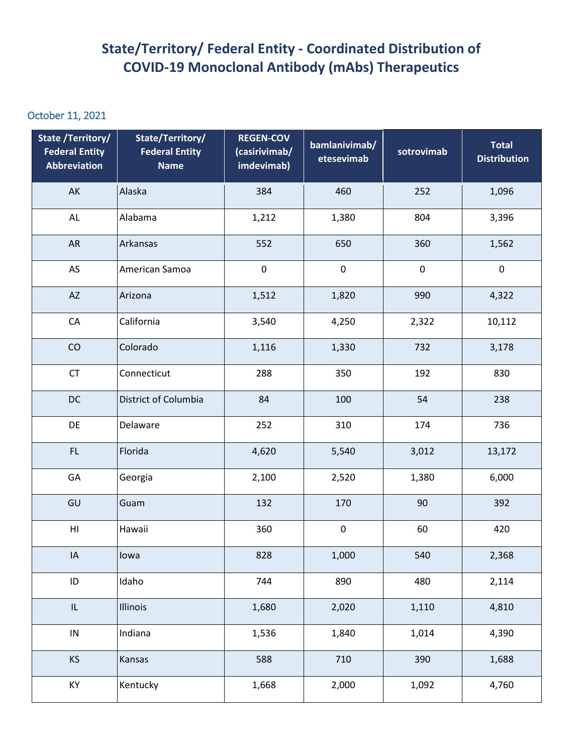# State/Territory/ Federal Entity - Coordinated Distribution of COVID-19 Monoclonal Antibody (mAbs) Therapeutics

October 11, 2021

| State /Territory/ Federal Entity Abbreviation | State/Territory/ Federal Entity Name | REGEN-COV (casirivimab/ imdevimab) | bamlanivimab/ etesevimab | sotrovimab | Total Distribution |
|---|---|---|---|---|---|
| AK | Alaska | 384 | 460 | 252 | 1,096 |
| AL | Alabama | 1,212 | 1,380 | 804 | 3,396 |
| AR | Arkansas | 552 | 650 | 360 | 1,562 |
| AS | American Samoa | 0 | 0 | 0 | 0 |
| AZ | Arizona | 1,512 | 1,820 | 990 | 4,322 |
| CA | California | 3,540 | 4,250 | 2,322 | 10,112 |
| CO | Colorado | 1,116 | 1,330 | 732 | 3,178 |
| CT | Connecticut | 288 | 350 | 192 | 830 |
| DC | District of Columbia | 84 | 100 | 54 | 238 |
| DE | Delaware | 252 | 310 | 174 | 736 |
| FL | Florida | 4,620 | 5,540 | 3,012 | 13,172 |
| GA | Georgia | 2,100 | 2,520 | 1,380 | 6,000 |
| GU | Guam | 132 | 170 | 90 | 392 |
| HI | Hawaii | 360 | 0 | 60 | 420 |
| IA | Iowa | 828 | 1,000 | 540 | 2,368 |
| ID | Idaho | 744 | 890 | 480 | 2,114 |
| IL | Illinois | 1,680 | 2,020 | 1,110 | 4,810 |
| IN | Indiana | 1,536 | 1,840 | 1,014 | 4,390 |
| KS | Kansas | 588 | 710 | 390 | 1,688 |
| KY | Kentucky | 1,668 | 2,000 | 1,092 | 4,760 |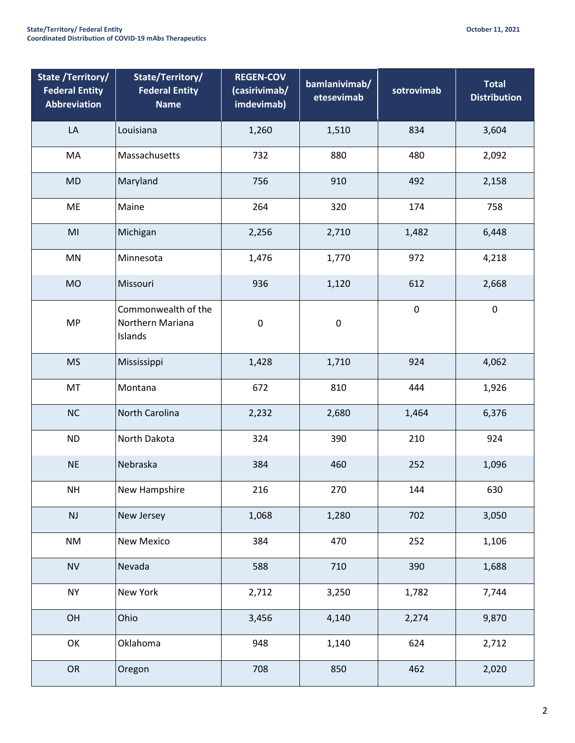| State /Territory/ Federal Entity Abbreviation | State/Territory/ Federal Entity Name | REGEN-COV (casirivimab/ imdevimab) | bamlanivimab/ etesevimab | sotrovimab | Total Distribution |
|---|---|---|---|---|---|
| LA | Louisiana | 1,260 | 1,510 | 834 | 3,604 |
| MA | Massachusetts | 732 | 880 | 480 | 2,092 |
| MD | Maryland | 756 | 910 | 492 | 2,158 |
| ME | Maine | 264 | 320 | 174 | 758 |
| MI | Michigan | 2,256 | 2,710 | 1,482 | 6,448 |
| MN | Minnesota | 1,476 | 1,770 | 972 | 4,218 |
| MO | Missouri | 936 | 1,120 | 612 | 2,668 |
| MP | Commonwealth of the Northern Mariana Islands | 0 | 0 | 0 | 0 |
| MS | Mississippi | 1,428 | 1,710 | 924 | 4,062 |
| MT | Montana | 672 | 810 | 444 | 1,926 |
| NC | North Carolina | 2,232 | 2,680 | 1,464 | 6,376 |
| ND | North Dakota | 324 | 390 | 210 | 924 |
| NE | Nebraska | 384 | 460 | 252 | 1,096 |
| NH | New Hampshire | 216 | 270 | 144 | 630 |
| NJ | New Jersey | 1,068 | 1,280 | 702 | 3,050 |
| NM | New Mexico | 384 | 470 | 252 | 1,106 |
| NV | Nevada | 588 | 710 | 390 | 1,688 |
| NY | New York | 2,712 | 3,250 | 1,782 | 7,744 |
| OH | Ohio | 3,456 | 4,140 | 2,274 | 9,870 |
| OK | Oklahoma | 948 | 1,140 | 624 | 2,712 |
| OR | Oregon | 708 | 850 | 462 | 2,020 |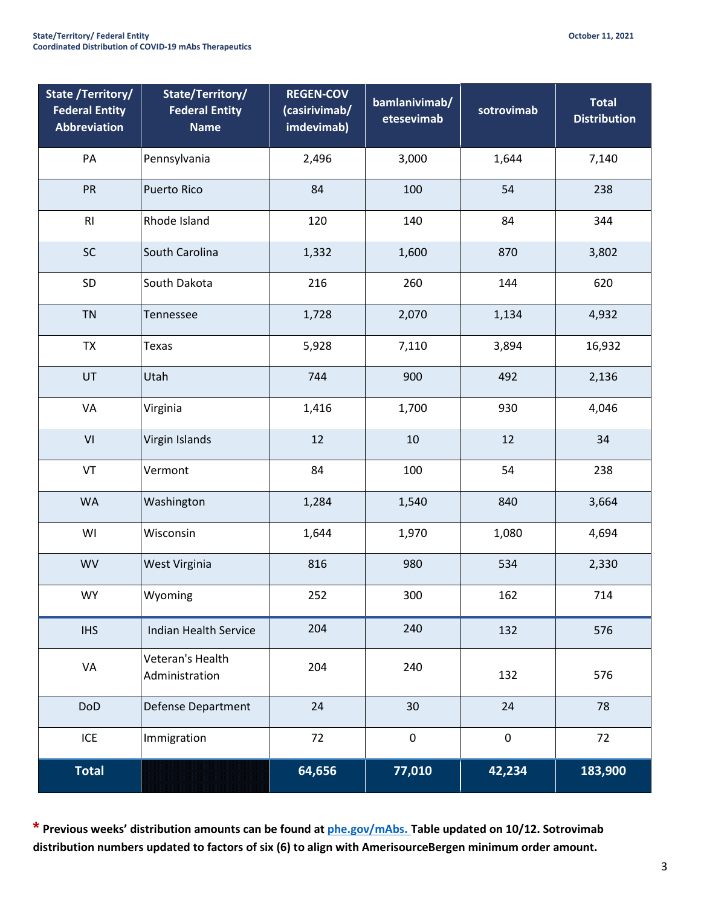| State /Territory/ Federal Entity Abbreviation | State/Territory/ Federal Entity Name | REGEN-COV (casirivimab/ imdevimab) | bamlanivimab/ etesevimab | sotrovimab | Total Distribution |
|---|---|---|---|---|---|
| PA | Pennsylvania | 2,496 | 3,000 | 1,644 | 7,140 |
| PR | Puerto Rico | 84 | 100 | 54 | 238 |
| RI | Rhode Island | 120 | 140 | 84 | 344 |
| SC | South Carolina | 1,332 | 1,600 | 870 | 3,802 |
| SD | South Dakota | 216 | 260 | 144 | 620 |
| TN | Tennessee | 1,728 | 2,070 | 1,134 | 4,932 |
| TX | Texas | 5,928 | 7,110 | 3,894 | 16,932 |
| UT | Utah | 744 | 900 | 492 | 2,136 |
| VA | Virginia | 1,416 | 1,700 | 930 | 4,046 |
| VI | Virgin Islands | 12 | 10 | 12 | 34 |
| VT | Vermont | 84 | 100 | 54 | 238 |
| WA | Washington | 1,284 | 1,540 | 840 | 3,664 |
| WI | Wisconsin | 1,644 | 1,970 | 1,080 | 4,694 |
| WV | West Virginia | 816 | 980 | 534 | 2,330 |
| WY | Wyoming | 252 | 300 | 162 | 714 |
| IHS | Indian Health Service | 204 | 240 | 132 | 576 |
| VA | Veteran's Health Administration | 204 | 240 | 132 | 576 |
| DoD | Defense Department | 24 | 30 | 24 | 78 |
| ICE | Immigration | 72 | 0 | 0 | 72 |
| **Total** | | **64,656** | **77,010** | **42,234** | **183,900** |

**\* Previous weeks' distribution amounts can be found at [phe.gov/mAbs.](phe.gov/mAbs) Table updated on 10/12. Sotrovimab distribution numbers updated to factors of six (6) to align with AmerisourceBergen minimum order amount.**